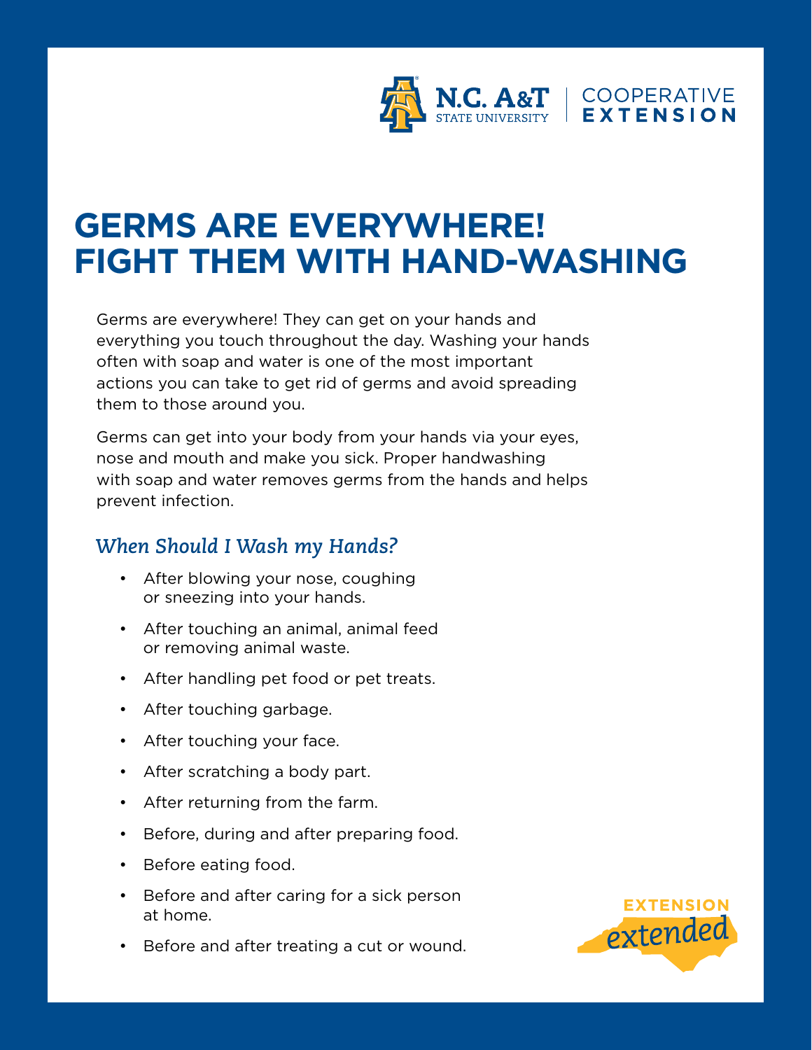# GERMS ARE EVERYWHERE! FIGHT THEM WITH HAND-WASHING

Germs are everywhere! They can get on your hands and everything you touch throughout the day. Washing your hands often with soap and water is one of the most important actions you can take to get rid of germs and avoid spreading them to those around you.

Germs can get into your body from your hands via your eyes, nose and mouth and make you sick. Proper handwashing with soap and water removes germs from the hands and helps prevent infection.

## *When Should I Wash my Hands?*

- After blowing your nose, coughing or sneezing into your hands.
- After touching an animal, animal feed or removing animal waste.
- After handling pet food or pet treats.
- After touching garbage.
- After touching your face.
- After scratching a body part.
- After returning from the farm.
- Before, during and after preparing food.
- Before eating food.
- Before and after caring for a sick person at home.
- Before and after treating a cut or wound.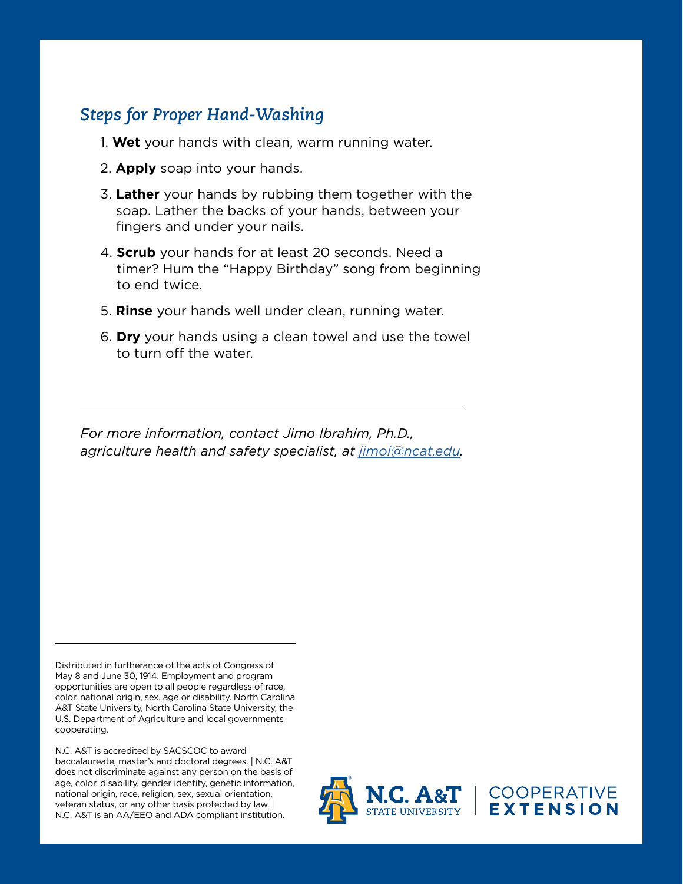## *Steps for Proper Hand-Washing*

1. **Wet** your hands with clean, warm running water.
2. **Apply** soap into your hands.
3. **Lather** your hands by rubbing them together with the soap. Lather the backs of your hands, between your fingers and under your nails.
4. **Scrub** your hands for at least 20 seconds. Need a timer? Hum the "Happy Birthday" song from beginning to end twice.
5. **Rinse** your hands well under clean, running water.
6. **Dry** your hands using a clean towel and use the towel to turn off the water.

---

*For more information, contact Jimo Ibrahim, Ph.D., agriculture health and safety specialist, at [jimoi@ncat.edu](mailto:jimoi@ncat.edu).*

---

Distributed in furtherance of the acts of Congress of May 8 and June 30, 1914. Employment and program opportunities are open to all people regardless of race, color, national origin, sex, age or disability. North Carolina A&T State University, North Carolina State University, the U.S. Department of Agriculture and local governments cooperating.

N.C. A&T is accredited by SACSCOC to award baccalaureate, master's and doctoral degrees. | N.C. A&T does not discriminate against any person on the basis of age, color, disability, gender identity, genetic information, national origin, race, religion, sex, sexual orientation, veteran status, or any other basis protected by law. | N.C. A&T is an AA/EEO and ADA compliant institution.

N.C. A&T STATE UNIVERSITY | COOPERATIVE EXTENSION